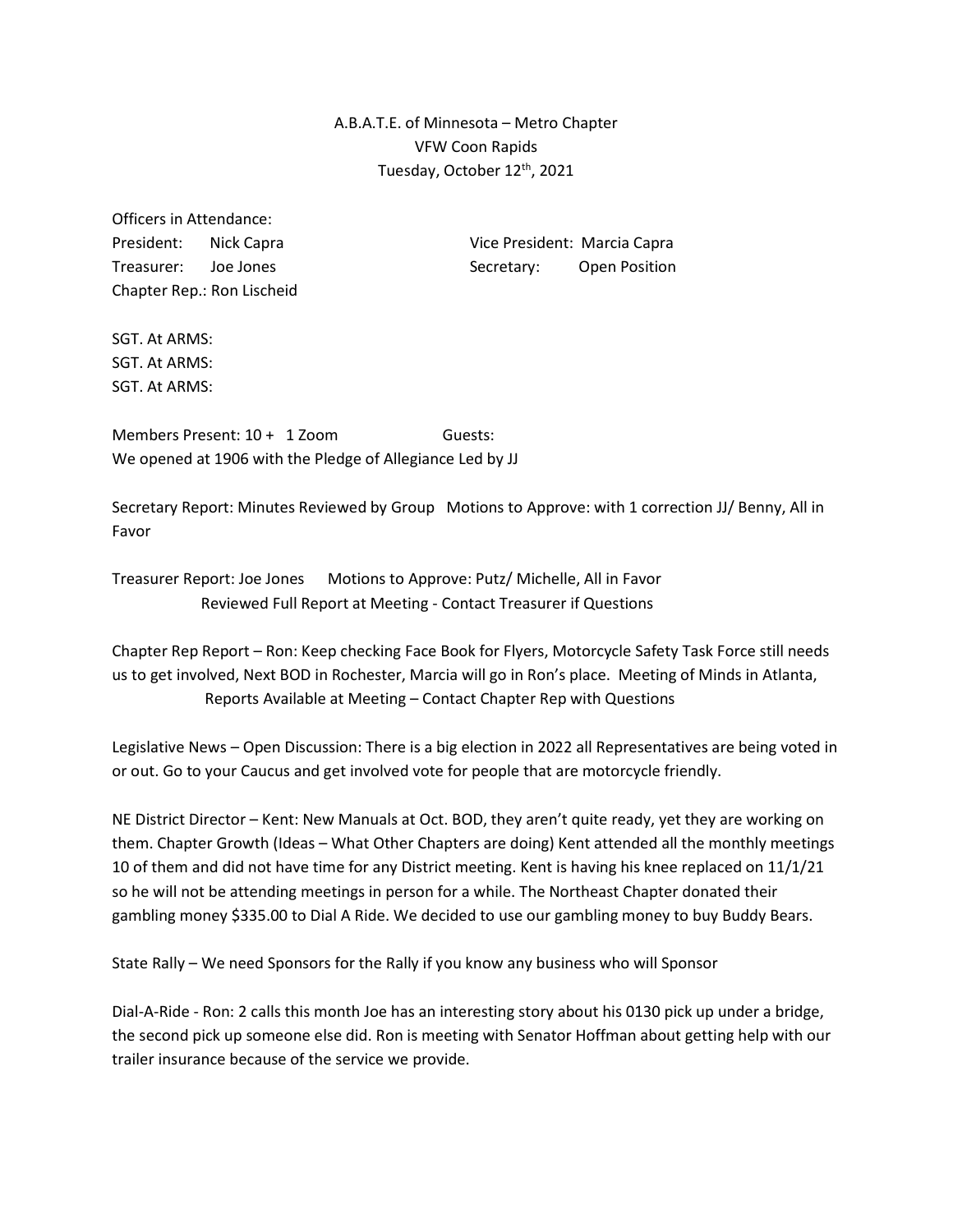A.B.A.T.E. of Minnesota – Metro Chapter
VFW Coon Rapids
Tuesday, October 12th, 2021

Officers in Attendance:

President: Nick Capra
Vice President: Marcia Capra
Treasurer: Joe Jones
Secretary: Open Position
Chapter Rep.: Ron Lischeid

SGT. At ARMS:
SGT. At ARMS:
SGT. At ARMS:

Members Present: 10 + 1 Zoom Guests:

We opened at 1906 with the Pledge of Allegiance Led by JJ

Secretary Report: Minutes Reviewed by Group Motions to Approve: with 1 correction JJ/ Benny, All in Favor

Treasurer Report: Joe Jones Motions to Approve: Putz/ Michelle, All in Favor
Reviewed Full Report at Meeting - Contact Treasurer if Questions

Chapter Rep Report – Ron: Keep checking Face Book for Flyers, Motorcycle Safety Task Force still needs us to get involved, Next BOD in Rochester, Marcia will go in Ron's place. Meeting of Minds in Atlanta,
Reports Available at Meeting – Contact Chapter Rep with Questions

Legislative News – Open Discussion: There is a big election in 2022 all Representatives are being voted in or out. Go to your Caucus and get involved vote for people that are motorcycle friendly.

NE District Director – Kent: New Manuals at Oct. BOD, they aren't quite ready, yet they are working on them. Chapter Growth (Ideas – What Other Chapters are doing) Kent attended all the monthly meetings 10 of them and did not have time for any District meeting. Kent is having his knee replaced on 11/1/21 so he will not be attending meetings in person for a while. The Northeast Chapter donated their gambling money $335.00 to Dial A Ride. We decided to use our gambling money to buy Buddy Bears.

State Rally – We need Sponsors for the Rally if you know any business who will Sponsor

Dial-A-Ride - Ron: 2 calls this month Joe has an interesting story about his 0130 pick up under a bridge, the second pick up someone else did. Ron is meeting with Senator Hoffman about getting help with our trailer insurance because of the service we provide.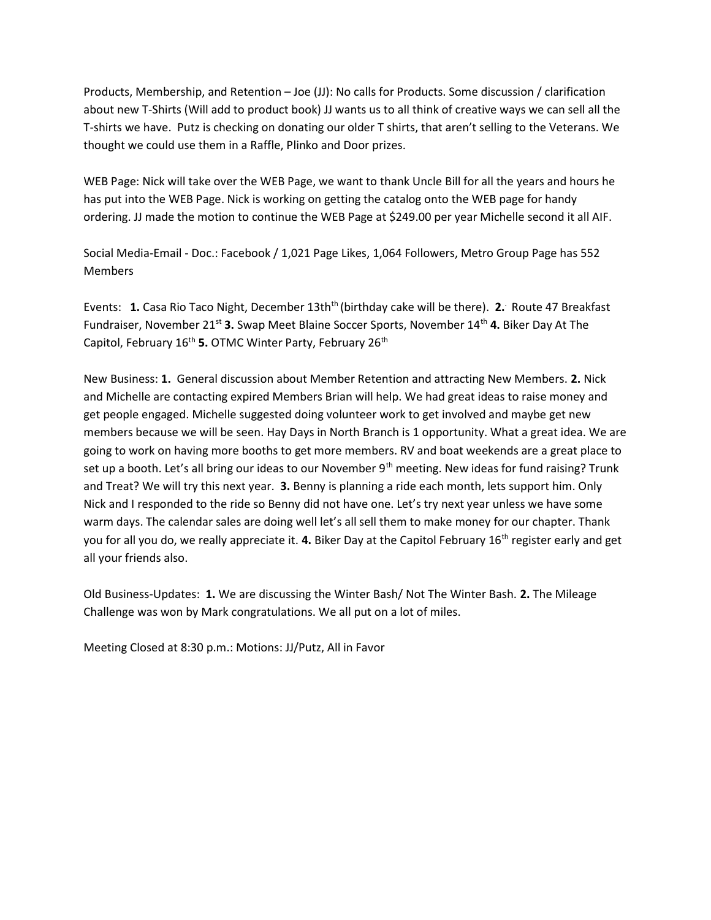Products, Membership, and Retention – Joe (JJ): No calls for Products. Some discussion / clarification about new T-Shirts (Will add to product book) JJ wants us to all think of creative ways we can sell all the T-shirts we have. Putz is checking on donating our older T shirts, that aren't selling to the Veterans. We thought we could use them in a Raffle, Plinko and Door prizes.

WEB Page: Nick will take over the WEB Page, we want to thank Uncle Bill for all the years and hours he has put into the WEB Page. Nick is working on getting the catalog onto the WEB page for handy ordering. JJ made the motion to continue the WEB Page at $249.00 per year Michelle second it all AIF.

Social Media-Email - Doc.: Facebook / 1,021 Page Likes, 1,064 Followers, Metro Group Page has 552 Members

Events: **1.** Casa Rio Taco Night, December 13th[th] (birthday cake will be there). **2.** Route 47 Breakfast Fundraiser, November 21[st] **3.** Swap Meet Blaine Soccer Sports, November 14[th] **4.** Biker Day At The Capitol, February 16[th] **5.** OTMC Winter Party, February 26[th]

New Business: **1.** General discussion about Member Retention and attracting New Members. **2.** Nick and Michelle are contacting expired Members Brian will help. We had great ideas to raise money and get people engaged. Michelle suggested doing volunteer work to get involved and maybe get new members because we will be seen. Hay Days in North Branch is 1 opportunity. What a great idea. We are going to work on having more booths to get more members. RV and boat weekends are a great place to set up a booth. Let's all bring our ideas to our November 9[th] meeting. New ideas for fund raising? Trunk and Treat? We will try this next year. **3.** Benny is planning a ride each month, lets support him. Only Nick and I responded to the ride so Benny did not have one. Let's try next year unless we have some warm days. The calendar sales are doing well let's all sell them to make money for our chapter. Thank you for all you do, we really appreciate it. **4.** Biker Day at the Capitol February 16[th] register early and get all your friends also.

Old Business-Updates: **1.** We are discussing the Winter Bash/ Not The Winter Bash. **2.** The Mileage Challenge was won by Mark congratulations. We all put on a lot of miles.

Meeting Closed at 8:30 p.m.: Motions: JJ/Putz, All in Favor